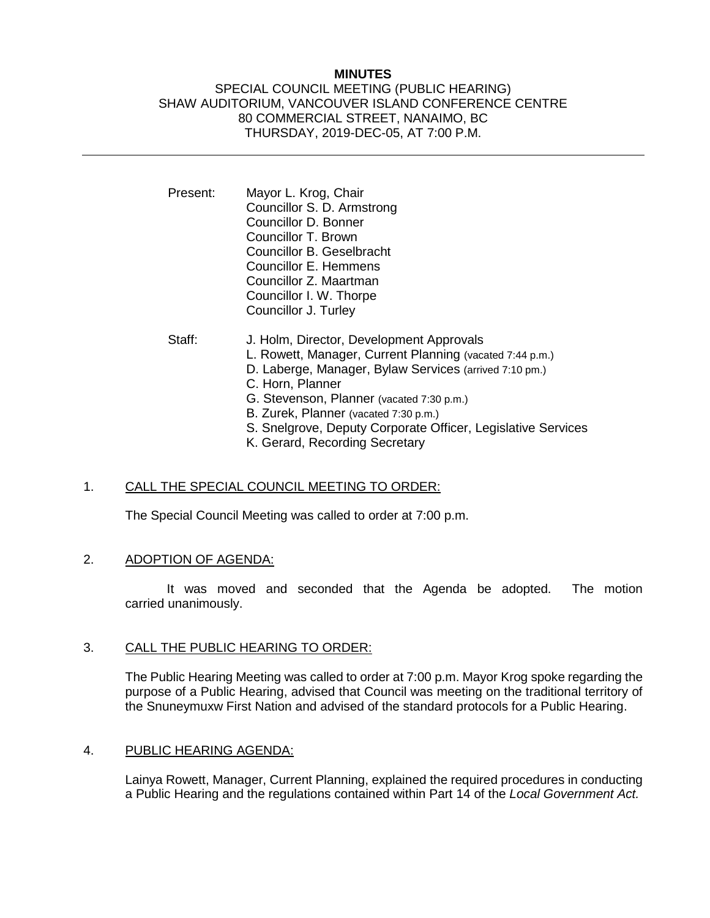**MINUTES**

SPECIAL COUNCIL MEETING (PUBLIC HEARING)
SHAW AUDITORIUM, VANCOUVER ISLAND CONFERENCE CENTRE
80 COMMERCIAL STREET, NANAIMO, BC
THURSDAY, 2019-DEC-05, AT 7:00 P.M.

---

Present: Mayor L. Krog, Chair
Councillor S. D. Armstrong
Councillor D. Bonner
Councillor T. Brown
Councillor B. Geselbracht
Councillor E. Hemmens
Councillor Z. Maartman
Councillor I. W. Thorpe
Councillor J. Turley

Staff: J. Holm, Director, Development Approvals
L. Rowett, Manager, Current Planning (vacated 7:44 p.m.)
D. Laberge, Manager, Bylaw Services (arrived 7:10 pm.)
C. Horn, Planner
G. Stevenson, Planner (vacated 7:30 p.m.)
B. Zurek, Planner (vacated 7:30 p.m.)
S. Snelgrove, Deputy Corporate Officer, Legislative Services
K. Gerard, Recording Secretary

1. CALL THE SPECIAL COUNCIL MEETING TO ORDER:

The Special Council Meeting was called to order at 7:00 p.m.

2. ADOPTION OF AGENDA:

It was moved and seconded that the Agenda be adopted. The motion carried unanimously.

3. CALL THE PUBLIC HEARING TO ORDER:

The Public Hearing Meeting was called to order at 7:00 p.m. Mayor Krog spoke regarding the purpose of a Public Hearing, advised that Council was meeting on the traditional territory of the Snuneymuxw First Nation and advised of the standard protocols for a Public Hearing.

4. PUBLIC HEARING AGENDA:

Lainya Rowett, Manager, Current Planning, explained the required procedures in conducting a Public Hearing and the regulations contained within Part 14 of the *Local Government Act.*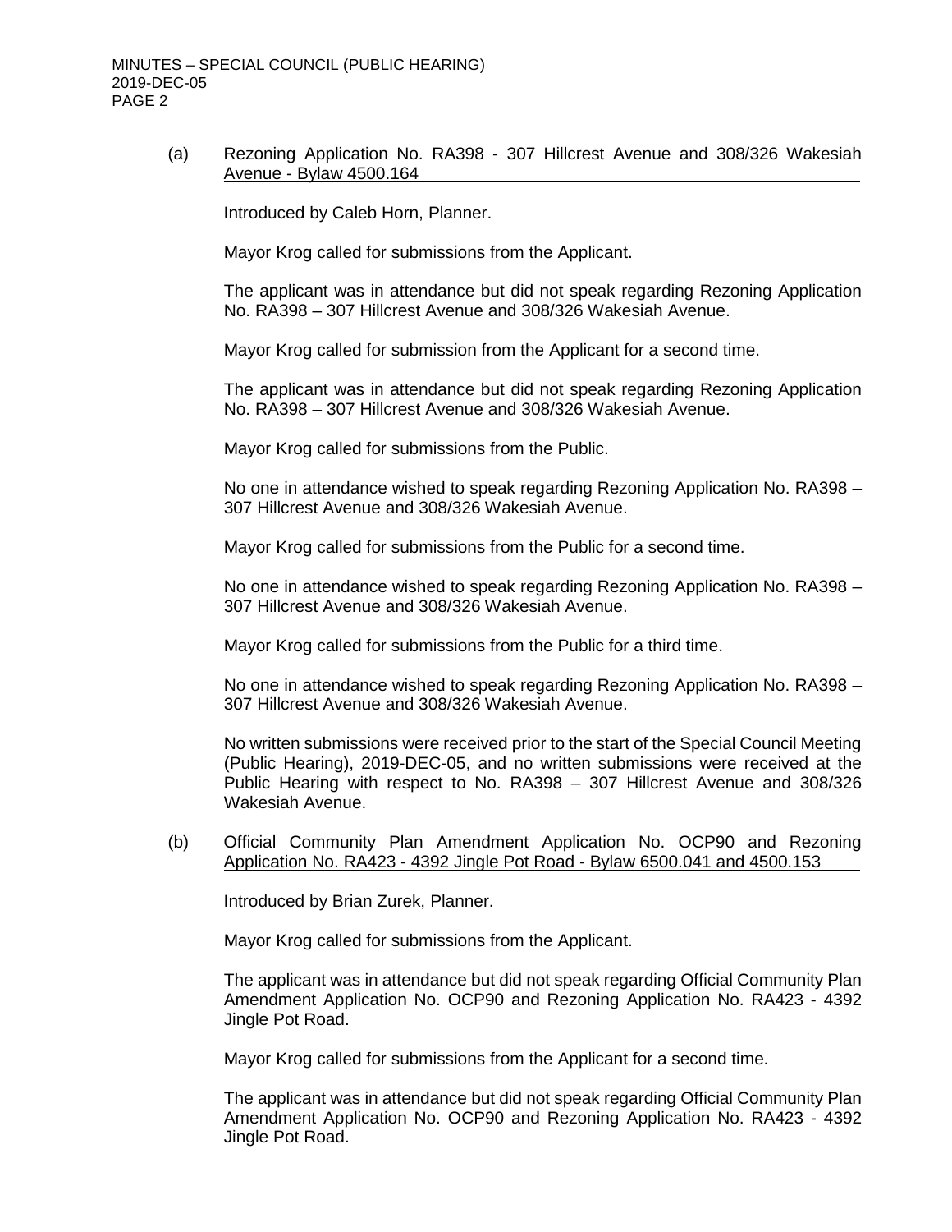(a) Rezoning Application No. RA398 - 307 Hillcrest Avenue and 308/326 Wakesiah Avenue - Bylaw 4500.164

Introduced by Caleb Horn, Planner.

Mayor Krog called for submissions from the Applicant.

The applicant was in attendance but did not speak regarding Rezoning Application No. RA398 – 307 Hillcrest Avenue and 308/326 Wakesiah Avenue.

Mayor Krog called for submission from the Applicant for a second time.

The applicant was in attendance but did not speak regarding Rezoning Application No. RA398 – 307 Hillcrest Avenue and 308/326 Wakesiah Avenue.

Mayor Krog called for submissions from the Public.

No one in attendance wished to speak regarding Rezoning Application No. RA398 – 307 Hillcrest Avenue and 308/326 Wakesiah Avenue.

Mayor Krog called for submissions from the Public for a second time.

No one in attendance wished to speak regarding Rezoning Application No. RA398 – 307 Hillcrest Avenue and 308/326 Wakesiah Avenue.

Mayor Krog called for submissions from the Public for a third time.

No one in attendance wished to speak regarding Rezoning Application No. RA398 – 307 Hillcrest Avenue and 308/326 Wakesiah Avenue.

No written submissions were received prior to the start of the Special Council Meeting (Public Hearing), 2019-DEC-05, and no written submissions were received at the Public Hearing with respect to No. RA398 – 307 Hillcrest Avenue and 308/326 Wakesiah Avenue.

(b) Official Community Plan Amendment Application No. OCP90 and Rezoning Application No. RA423 - 4392 Jingle Pot Road - Bylaw 6500.041 and 4500.153

Introduced by Brian Zurek, Planner.

Mayor Krog called for submissions from the Applicant.

The applicant was in attendance but did not speak regarding Official Community Plan Amendment Application No. OCP90 and Rezoning Application No. RA423 - 4392 Jingle Pot Road.

Mayor Krog called for submissions from the Applicant for a second time.

The applicant was in attendance but did not speak regarding Official Community Plan Amendment Application No. OCP90 and Rezoning Application No. RA423 - 4392 Jingle Pot Road.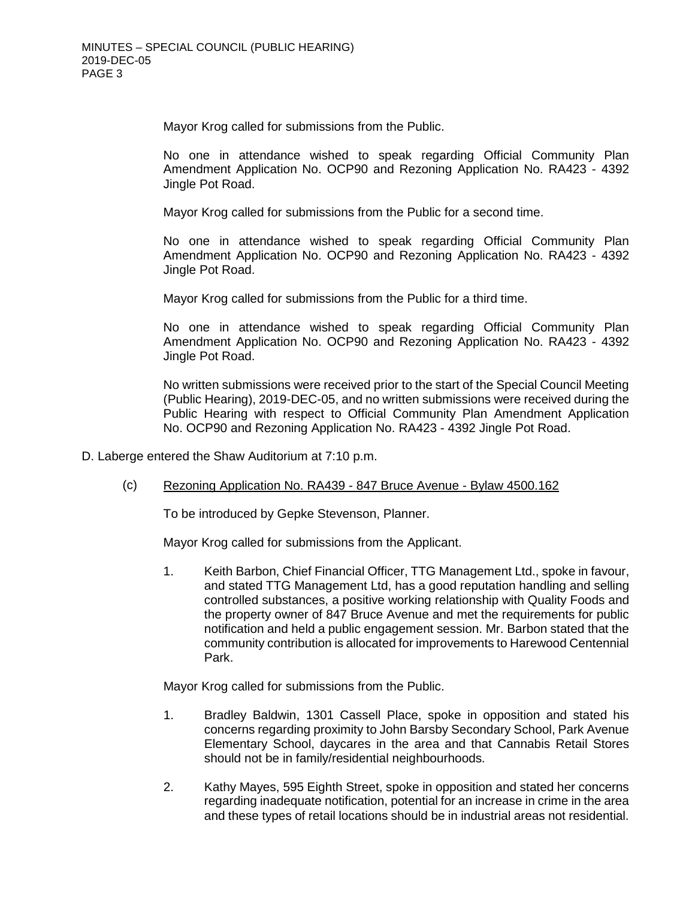Mayor Krog called for submissions from the Public.

No one in attendance wished to speak regarding Official Community Plan Amendment Application No. OCP90 and Rezoning Application No. RA423 - 4392 Jingle Pot Road.

Mayor Krog called for submissions from the Public for a second time.

No one in attendance wished to speak regarding Official Community Plan Amendment Application No. OCP90 and Rezoning Application No. RA423 - 4392 Jingle Pot Road.

Mayor Krog called for submissions from the Public for a third time.

No one in attendance wished to speak regarding Official Community Plan Amendment Application No. OCP90 and Rezoning Application No. RA423 - 4392 Jingle Pot Road.

No written submissions were received prior to the start of the Special Council Meeting (Public Hearing), 2019-DEC-05, and no written submissions were received during the Public Hearing with respect to Official Community Plan Amendment Application No. OCP90 and Rezoning Application No. RA423 - 4392 Jingle Pot Road.

D. Laberge entered the Shaw Auditorium at 7:10 p.m.

(c) Rezoning Application No. RA439 - 847 Bruce Avenue - Bylaw 4500.162

To be introduced by Gepke Stevenson, Planner.

Mayor Krog called for submissions from the Applicant.

1. Keith Barbon, Chief Financial Officer, TTG Management Ltd., spoke in favour, and stated TTG Management Ltd, has a good reputation handling and selling controlled substances, a positive working relationship with Quality Foods and the property owner of 847 Bruce Avenue and met the requirements for public notification and held a public engagement session. Mr. Barbon stated that the community contribution is allocated for improvements to Harewood Centennial Park.

Mayor Krog called for submissions from the Public.

1. Bradley Baldwin, 1301 Cassell Place, spoke in opposition and stated his concerns regarding proximity to John Barsby Secondary School, Park Avenue Elementary School, daycares in the area and that Cannabis Retail Stores should not be in family/residential neighbourhoods.

2. Kathy Mayes, 595 Eighth Street, spoke in opposition and stated her concerns regarding inadequate notification, potential for an increase in crime in the area and these types of retail locations should be in industrial areas not residential.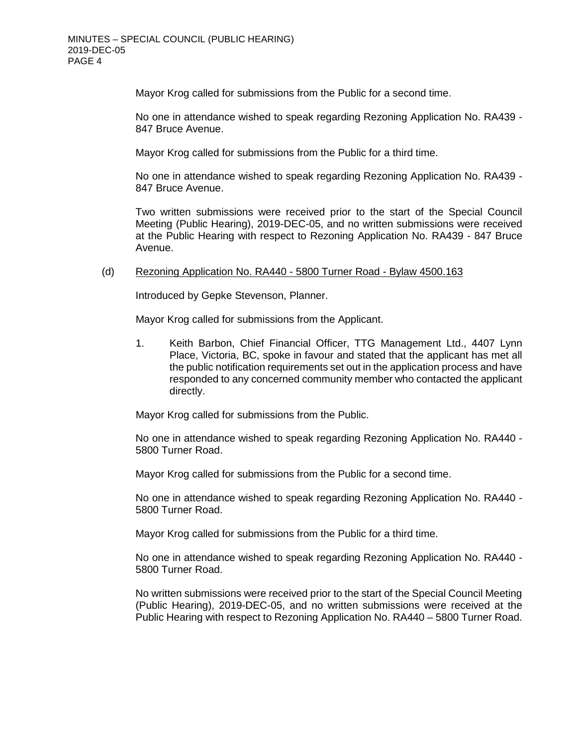Mayor Krog called for submissions from the Public for a second time.

No one in attendance wished to speak regarding Rezoning Application No. RA439 - 847 Bruce Avenue.

Mayor Krog called for submissions from the Public for a third time.

No one in attendance wished to speak regarding Rezoning Application No. RA439 - 847 Bruce Avenue.

Two written submissions were received prior to the start of the Special Council Meeting (Public Hearing), 2019-DEC-05, and no written submissions were received at the Public Hearing with respect to Rezoning Application No. RA439 - 847 Bruce Avenue.

(d) Rezoning Application No. RA440 - 5800 Turner Road - Bylaw 4500.163

Introduced by Gepke Stevenson, Planner.

Mayor Krog called for submissions from the Applicant.

1. Keith Barbon, Chief Financial Officer, TTG Management Ltd., 4407 Lynn Place, Victoria, BC, spoke in favour and stated that the applicant has met all the public notification requirements set out in the application process and have responded to any concerned community member who contacted the applicant directly.

Mayor Krog called for submissions from the Public.

No one in attendance wished to speak regarding Rezoning Application No. RA440 - 5800 Turner Road.

Mayor Krog called for submissions from the Public for a second time.

No one in attendance wished to speak regarding Rezoning Application No. RA440 - 5800 Turner Road.

Mayor Krog called for submissions from the Public for a third time.

No one in attendance wished to speak regarding Rezoning Application No. RA440 - 5800 Turner Road.

No written submissions were received prior to the start of the Special Council Meeting (Public Hearing), 2019-DEC-05, and no written submissions were received at the Public Hearing with respect to Rezoning Application No. RA440 – 5800 Turner Road.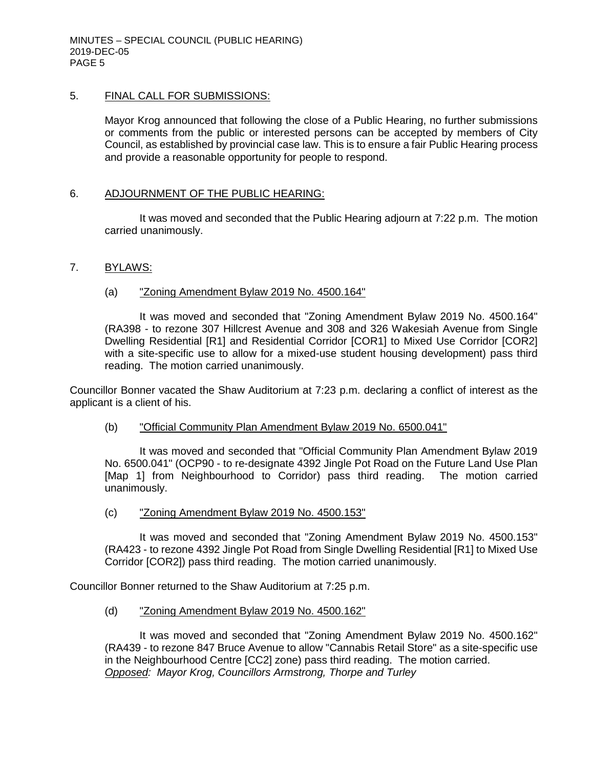## 5. FINAL CALL FOR SUBMISSIONS:

Mayor Krog announced that following the close of a Public Hearing, no further submissions or comments from the public or interested persons can be accepted by members of City Council, as established by provincial case law. This is to ensure a fair Public Hearing process and provide a reasonable opportunity for people to respond.

## 6. ADJOURNMENT OF THE PUBLIC HEARING:

It was moved and seconded that the Public Hearing adjourn at 7:22 p.m. The motion carried unanimously.

## 7. BYLAWS:

### (a) "Zoning Amendment Bylaw 2019 No. 4500.164"

It was moved and seconded that "Zoning Amendment Bylaw 2019 No. 4500.164" (RA398 - to rezone 307 Hillcrest Avenue and 308 and 326 Wakesiah Avenue from Single Dwelling Residential [R1] and Residential Corridor [COR1] to Mixed Use Corridor [COR2] with a site-specific use to allow for a mixed-use student housing development) pass third reading. The motion carried unanimously.

Councillor Bonner vacated the Shaw Auditorium at 7:23 p.m. declaring a conflict of interest as the applicant is a client of his.

### (b) "Official Community Plan Amendment Bylaw 2019 No. 6500.041"

It was moved and seconded that "Official Community Plan Amendment Bylaw 2019 No. 6500.041" (OCP90 - to re-designate 4392 Jingle Pot Road on the Future Land Use Plan [Map 1] from Neighbourhood to Corridor) pass third reading. The motion carried unanimously.

### (c) "Zoning Amendment Bylaw 2019 No. 4500.153"

It was moved and seconded that "Zoning Amendment Bylaw 2019 No. 4500.153" (RA423 - to rezone 4392 Jingle Pot Road from Single Dwelling Residential [R1] to Mixed Use Corridor [COR2]) pass third reading. The motion carried unanimously.

Councillor Bonner returned to the Shaw Auditorium at 7:25 p.m.

### (d) "Zoning Amendment Bylaw 2019 No. 4500.162"

It was moved and seconded that "Zoning Amendment Bylaw 2019 No. 4500.162" (RA439 - to rezone 847 Bruce Avenue to allow "Cannabis Retail Store" as a site-specific use in the Neighbourhood Centre [CC2] zone) pass third reading. The motion carried.
*Opposed: Mayor Krog, Councillors Armstrong, Thorpe and Turley*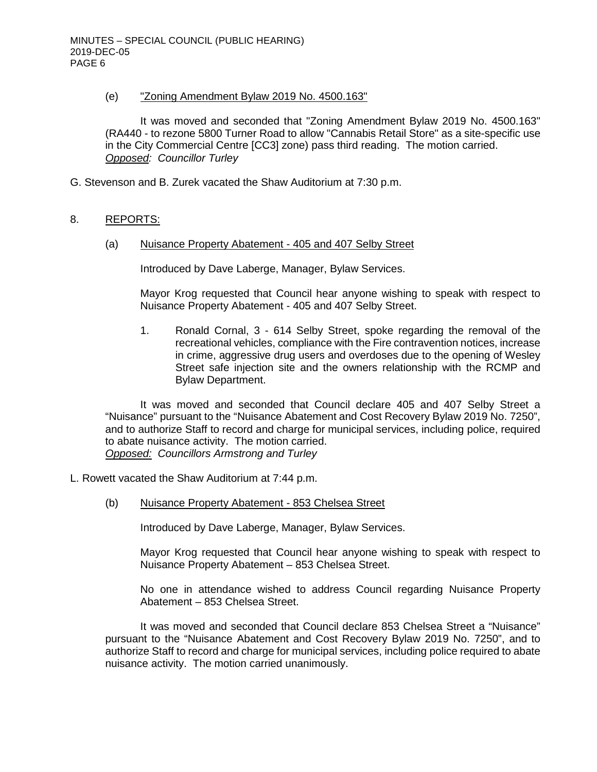(e) "Zoning Amendment Bylaw 2019 No. 4500.163"

It was moved and seconded that "Zoning Amendment Bylaw 2019 No. 4500.163" (RA440 - to rezone 5800 Turner Road to allow "Cannabis Retail Store" as a site-specific use in the City Commercial Centre [CC3] zone) pass third reading. The motion carried.
*Opposed: Councillor Turley*

G. Stevenson and B. Zurek vacated the Shaw Auditorium at 7:30 p.m.

8. REPORTS:

(a) Nuisance Property Abatement - 405 and 407 Selby Street

Introduced by Dave Laberge, Manager, Bylaw Services.

Mayor Krog requested that Council hear anyone wishing to speak with respect to Nuisance Property Abatement - 405 and 407 Selby Street.

1. Ronald Cornal, 3 - 614 Selby Street, spoke regarding the removal of the recreational vehicles, compliance with the Fire contravention notices, increase in crime, aggressive drug users and overdoses due to the opening of Wesley Street safe injection site and the owners relationship with the RCMP and Bylaw Department.

It was moved and seconded that Council declare 405 and 407 Selby Street a "Nuisance" pursuant to the "Nuisance Abatement and Cost Recovery Bylaw 2019 No. 7250", and to authorize Staff to record and charge for municipal services, including police, required to abate nuisance activity. The motion carried.
*Opposed: Councillors Armstrong and Turley*

L. Rowett vacated the Shaw Auditorium at 7:44 p.m.

(b) Nuisance Property Abatement - 853 Chelsea Street

Introduced by Dave Laberge, Manager, Bylaw Services.

Mayor Krog requested that Council hear anyone wishing to speak with respect to Nuisance Property Abatement – 853 Chelsea Street.

No one in attendance wished to address Council regarding Nuisance Property Abatement – 853 Chelsea Street.

It was moved and seconded that Council declare 853 Chelsea Street a "Nuisance" pursuant to the "Nuisance Abatement and Cost Recovery Bylaw 2019 No. 7250", and to authorize Staff to record and charge for municipal services, including police required to abate nuisance activity. The motion carried unanimously.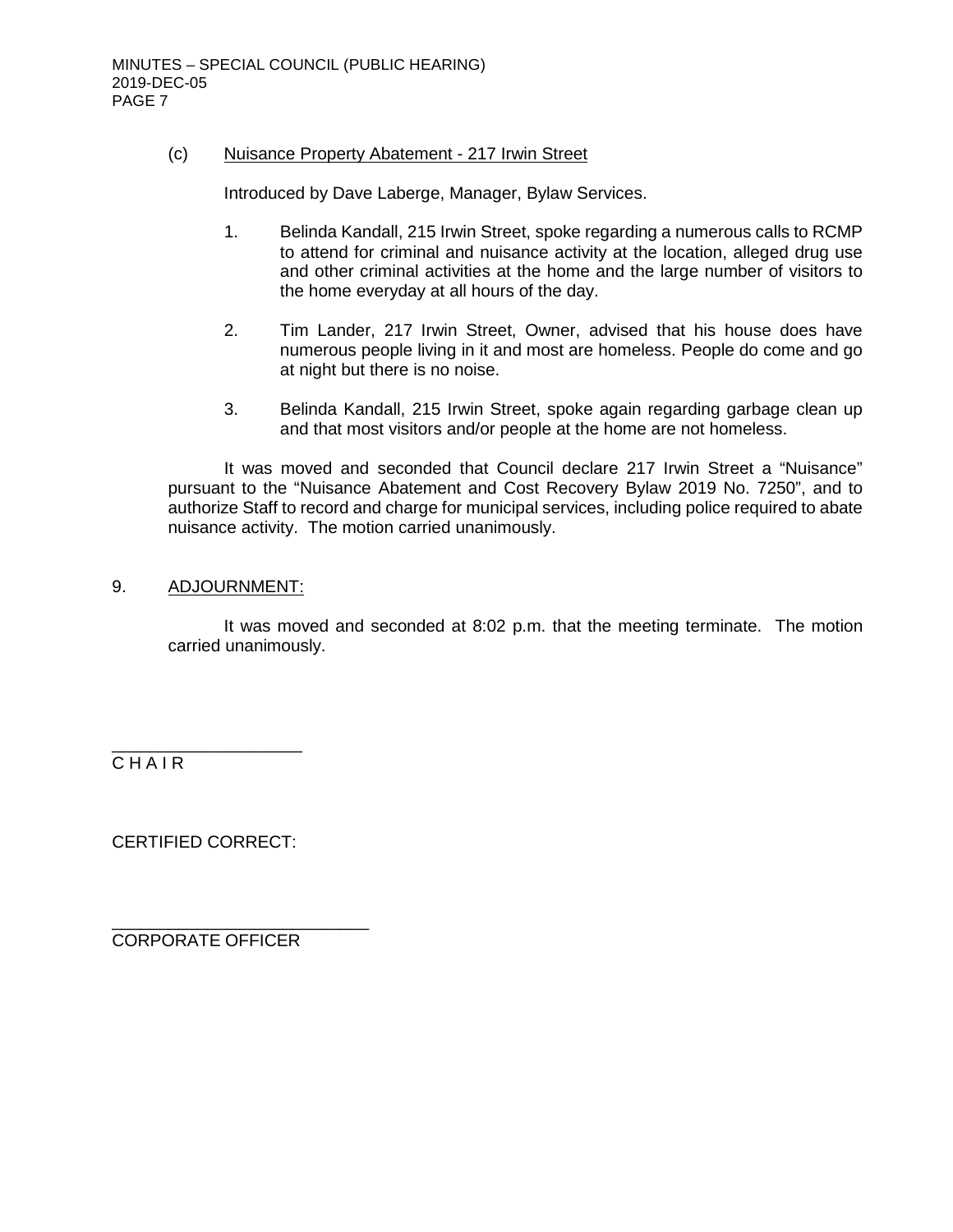(c) Nuisance Property Abatement - 217 Irwin Street

Introduced by Dave Laberge, Manager, Bylaw Services.

1. Belinda Kandall, 215 Irwin Street, spoke regarding a numerous calls to RCMP to attend for criminal and nuisance activity at the location, alleged drug use and other criminal activities at the home and the large number of visitors to the home everyday at all hours of the day.

2. Tim Lander, 217 Irwin Street, Owner, advised that his house does have numerous people living in it and most are homeless. People do come and go at night but there is no noise.

3. Belinda Kandall, 215 Irwin Street, spoke again regarding garbage clean up and that most visitors and/or people at the home are not homeless.

It was moved and seconded that Council declare 217 Irwin Street a "Nuisance" pursuant to the "Nuisance Abatement and Cost Recovery Bylaw 2019 No. 7250", and to authorize Staff to record and charge for municipal services, including police required to abate nuisance activity. The motion carried unanimously.

## 9. ADJOURNMENT:

It was moved and seconded at 8:02 p.m. that the meeting terminate. The motion carried unanimously.

\_\_\_\_\_\_\_\_\_\_\_\_\_\_\_\_\_\_\_\_
CHAIR

CERTIFIED CORRECT:

\_\_\_\_\_\_\_\_\_\_\_\_\_\_\_\_\_\_\_\_\_\_\_\_\_\_
CORPORATE OFFICER